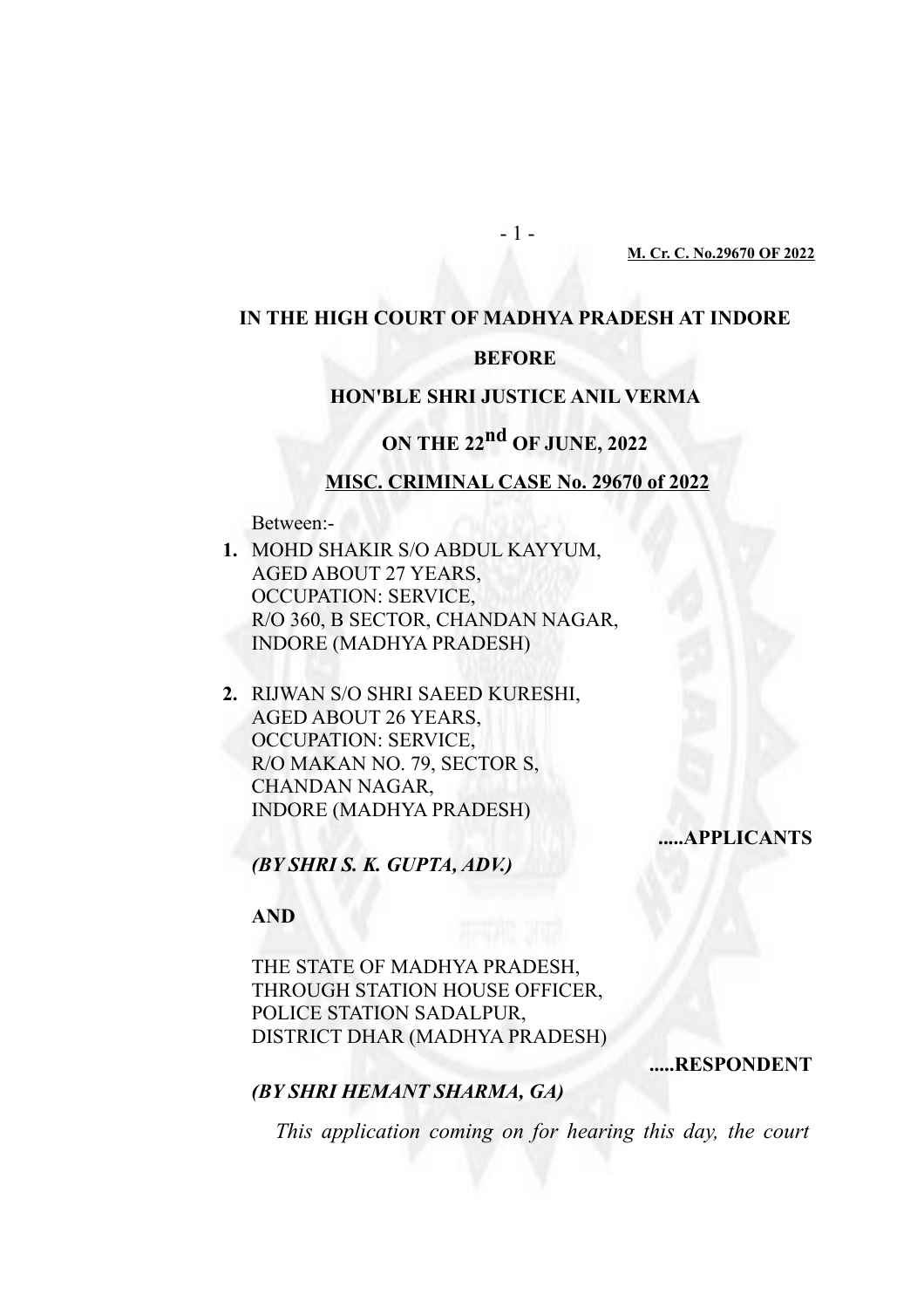**IN THE HIGH COURT OF MADHYA PRADESH AT INDORE**

**BEFORE**

**HON'BLE SHRI JUSTICE ANIL VERMA**

**ON THE 22nd OF JUNE, 2022**

**MISC. CRIMINAL CASE No. 29670 of 2022**

Between:-

1. MOHD SHAKIR S/O ABDUL KAYYUM,
   AGED ABOUT 27 YEARS,
   OCCUPATION: SERVICE,
   R/O 360, B SECTOR, CHANDAN NAGAR,
   INDORE (MADHYA PRADESH)

2. RIJWAN S/O SHRI SAEED KURESHI,
   AGED ABOUT 26 YEARS,
   OCCUPATION: SERVICE,
   R/O MAKAN NO. 79, SECTOR S,
   CHANDAN NAGAR,
   INDORE (MADHYA PRADESH)

**.....APPLICANTS**

***(BY SHRI S. K. GUPTA, ADV.)***

**AND**

THE STATE OF MADHYA PRADESH,
THROUGH STATION HOUSE OFFICER,
POLICE STATION SADALPUR,
DISTRICT DHAR (MADHYA PRADESH)

**.....RESPONDENT**

***(BY SHRI HEMANT SHARMA, GA)***

*This application coming on for hearing this day, the court*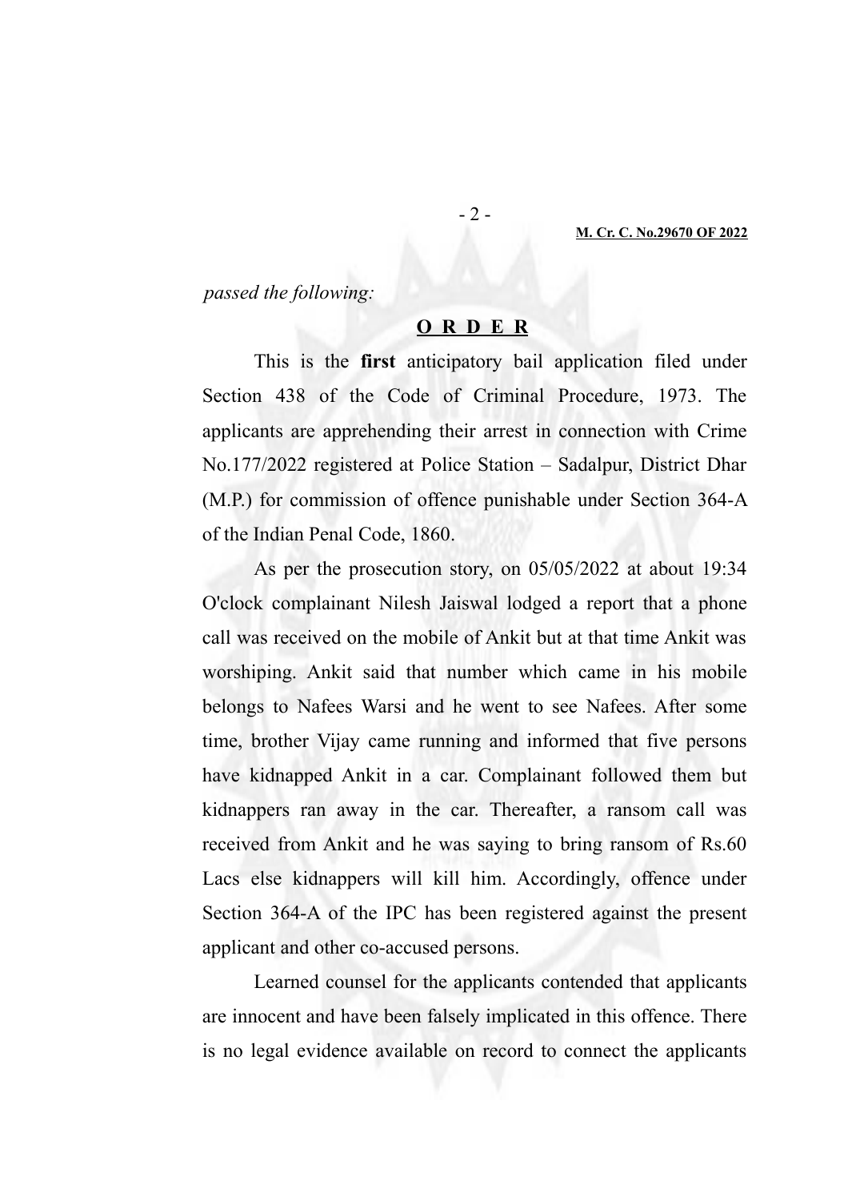*passed the following:*

**O R D E R**

This is the **first** anticipatory bail application filed under Section 438 of the Code of Criminal Procedure, 1973. The applicants are apprehending their arrest in connection with Crime No.177/2022 registered at Police Station – Sadalpur, District Dhar (M.P.) for commission of offence punishable under Section 364-A of the Indian Penal Code, 1860.

As per the prosecution story, on 05/05/2022 at about 19:34 O'clock complainant Nilesh Jaiswal lodged a report that a phone call was received on the mobile of Ankit but at that time Ankit was worshiping. Ankit said that number which came in his mobile belongs to Nafees Warsi and he went to see Nafees. After some time, brother Vijay came running and informed that five persons have kidnapped Ankit in a car. Complainant followed them but kidnappers ran away in the car. Thereafter, a ransom call was received from Ankit and he was saying to bring ransom of Rs.60 Lacs else kidnappers will kill him. Accordingly, offence under Section 364-A of the IPC has been registered against the present applicant and other co-accused persons.

Learned counsel for the applicants contended that applicants are innocent and have been falsely implicated in this offence. There is no legal evidence available on record to connect the applicants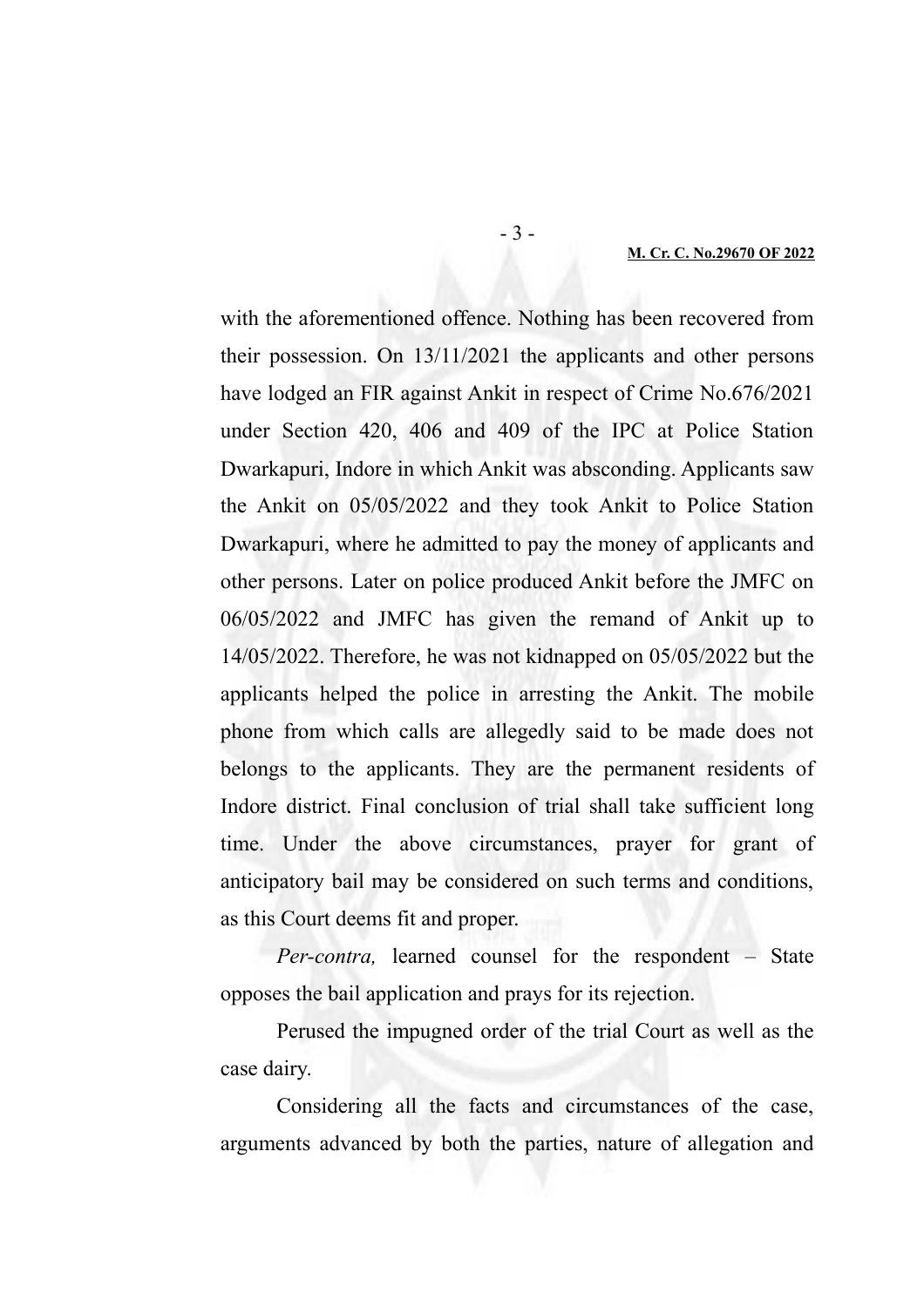with the aforementioned offence. Nothing has been recovered from their possession. On 13/11/2021 the applicants and other persons have lodged an FIR against Ankit in respect of Crime No.676/2021 under Section 420, 406 and 409 of the IPC at Police Station Dwarkapuri, Indore in which Ankit was absconding. Applicants saw the Ankit on 05/05/2022 and they took Ankit to Police Station Dwarkapuri, where he admitted to pay the money of applicants and other persons. Later on police produced Ankit before the JMFC on 06/05/2022 and JMFC has given the remand of Ankit up to 14/05/2022. Therefore, he was not kidnapped on 05/05/2022 but the applicants helped the police in arresting the Ankit. The mobile phone from which calls are allegedly said to be made does not belongs to the applicants. They are the permanent residents of Indore district. Final conclusion of trial shall take sufficient long time. Under the above circumstances, prayer for grant of anticipatory bail may be considered on such terms and conditions, as this Court deems fit and proper.

*Per-contra,* learned counsel for the respondent – State opposes the bail application and prays for its rejection.

Perused the impugned order of the trial Court as well as the case dairy.

Considering all the facts and circumstances of the case, arguments advanced by both the parties, nature of allegation and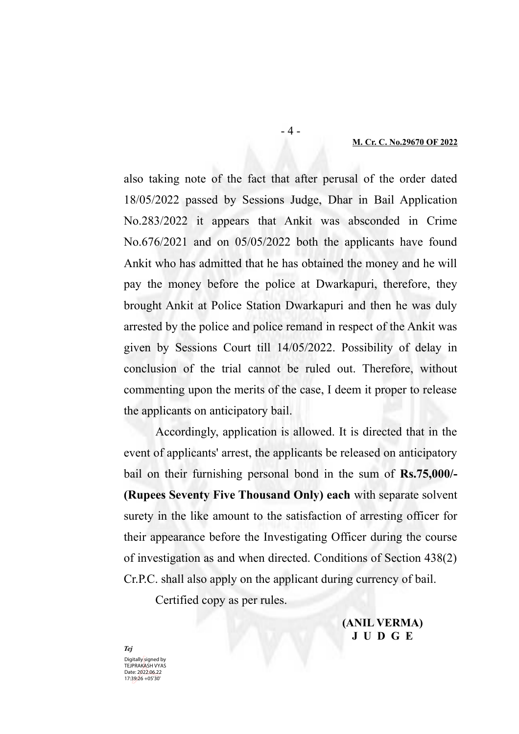also taking note of the fact that after perusal of the order dated 18/05/2022 passed by Sessions Judge, Dhar in Bail Application No.283/2022 it appears that Ankit was absconded in Crime No.676/2021 and on 05/05/2022 both the applicants have found Ankit who has admitted that he has obtained the money and he will pay the money before the police at Dwarkapuri, therefore, they brought Ankit at Police Station Dwarkapuri and then he was duly arrested by the police and police remand in respect of the Ankit was given by Sessions Court till 14/05/2022. Possibility of delay in conclusion of the trial cannot be ruled out. Therefore, without commenting upon the merits of the case, I deem it proper to release the applicants on anticipatory bail.

Accordingly, application is allowed. It is directed that in the event of applicants' arrest, the applicants be released on anticipatory bail on their furnishing personal bond in the sum of **Rs.75,000/- (Rupees Seventy Five Thousand Only) each** with separate solvent surety in the like amount to the satisfaction of arresting officer for their appearance before the Investigating Officer during the course of investigation as and when directed. Conditions of Section 438(2) Cr.P.C. shall also apply on the applicant during currency of bail.

Certified copy as per rules.

**(ANIL VERMA)**
**J U D G E**

*Tej*

Digitally signed by TEJPRAKASH VYAS
Date: 2022.06.22 17:39:26 +05'30'